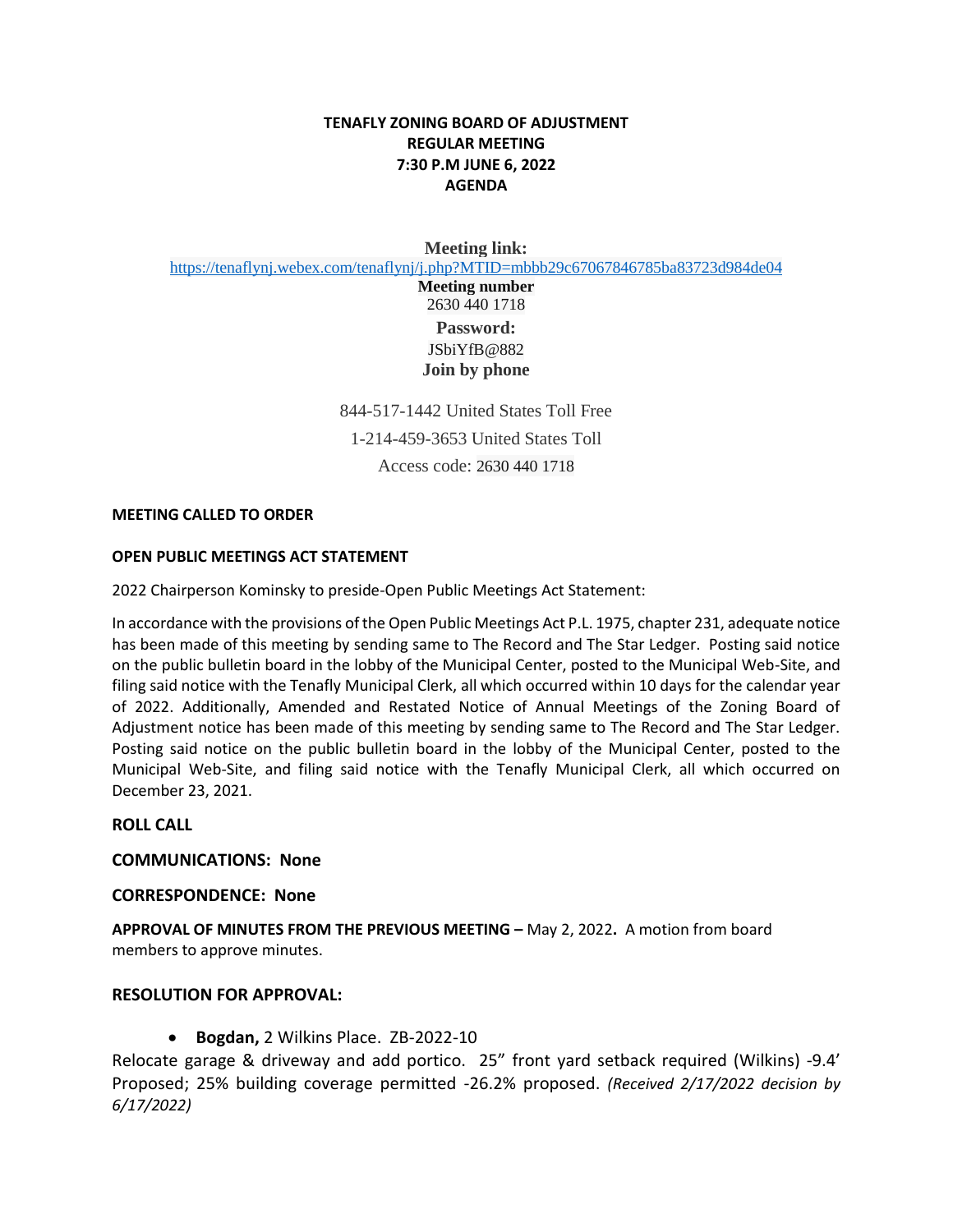**TENAFLY ZONING BOARD OF ADJUSTMENT**
**REGULAR MEETING**
**7:30 P.M JUNE 6, 2022**
**AGENDA**

**Meeting link:**
https://tenaflynj.webex.com/tenaflynj/j.php?MTID=mbbb29c67067846785ba83723d984de04
**Meeting number**
2630 440 1718
**Password:**
JSbiYfB@882
**Join by phone**

844-517-1442 United States Toll Free
1-214-459-3653 United States Toll
Access code: 2630 440 1718

**MEETING CALLED TO ORDER**

**OPEN PUBLIC MEETINGS ACT STATEMENT**

2022 Chairperson Kominsky to preside-Open Public Meetings Act Statement:

In accordance with the provisions of the Open Public Meetings Act P.L. 1975, chapter 231, adequate notice has been made of this meeting by sending same to The Record and The Star Ledger. Posting said notice on the public bulletin board in the lobby of the Municipal Center, posted to the Municipal Web-Site, and filing said notice with the Tenafly Municipal Clerk, all which occurred within 10 days for the calendar year of 2022. Additionally, Amended and Restated Notice of Annual Meetings of the Zoning Board of Adjustment notice has been made of this meeting by sending same to The Record and The Star Ledger. Posting said notice on the public bulletin board in the lobby of the Municipal Center, posted to the Municipal Web-Site, and filing said notice with the Tenafly Municipal Clerk, all which occurred on December 23, 2021.

**ROLL CALL**

**COMMUNICATIONS: None**

**CORRESPONDENCE: None**

**APPROVAL OF MINUTES FROM THE PREVIOUS MEETING –** May 2, 2022**.** A motion from board members to approve minutes.

**RESOLUTION FOR APPROVAL:**

- **Bogdan,** 2 Wilkins Place. ZB-2022-10

Relocate garage & driveway and add portico. 25" front yard setback required (Wilkins) -9.4' Proposed; 25% building coverage permitted -26.2% proposed. *(Received 2/17/2022 decision by 6/17/2022)*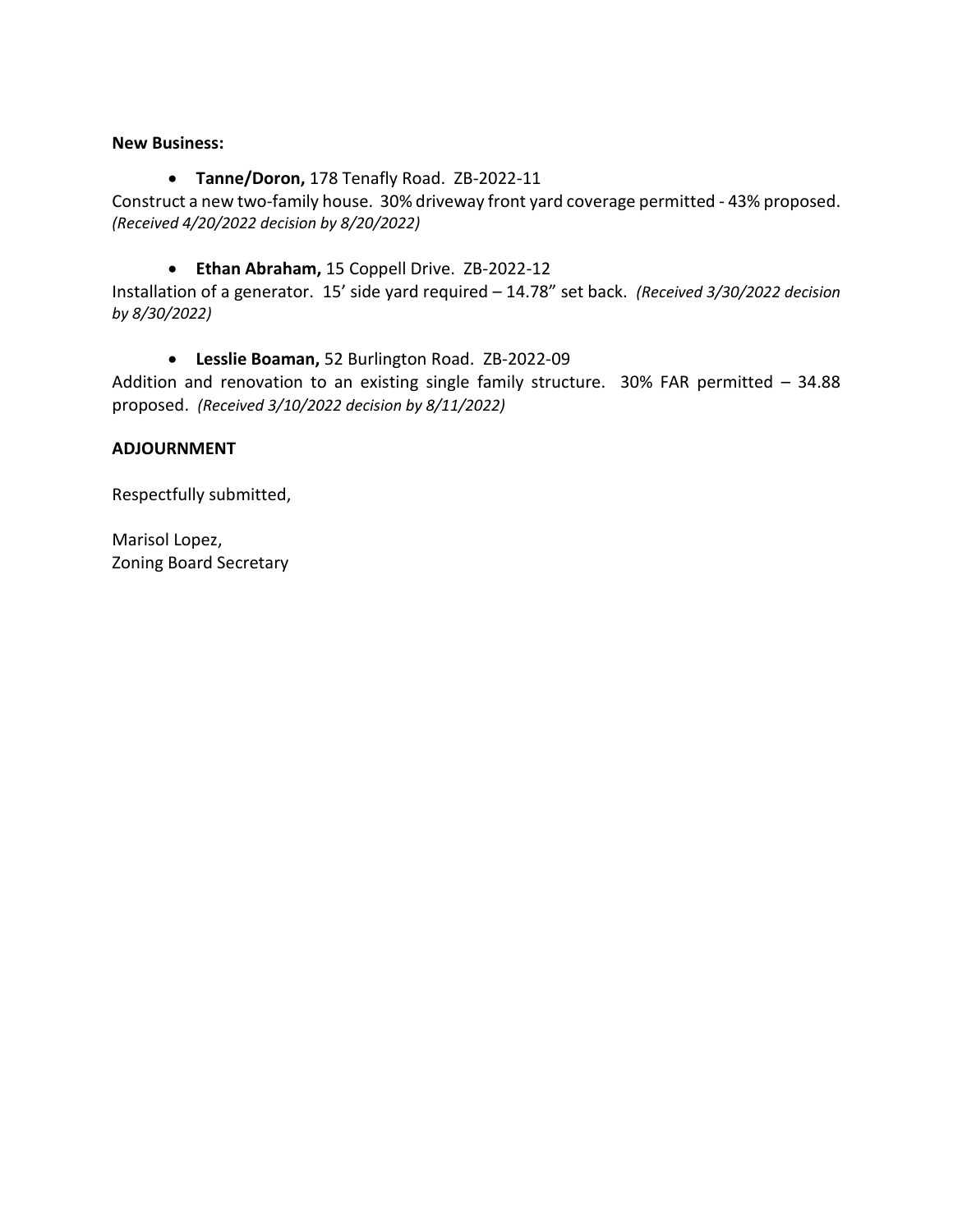**New Business:**

- **Tanne/Doron,** 178 Tenafly Road. ZB-2022-11

Construct a new two-family house. 30% driveway front yard coverage permitted - 43% proposed. *(Received 4/20/2022 decision by 8/20/2022)*

- **Ethan Abraham,** 15 Coppell Drive. ZB-2022-12

Installation of a generator. 15' side yard required – 14.78" set back. *(Received 3/30/2022 decision by 8/30/2022)*

- **Lesslie Boaman,** 52 Burlington Road. ZB-2022-09

Addition and renovation to an existing single family structure. 30% FAR permitted – 34.88 proposed. *(Received 3/10/2022 decision by 8/11/2022)*

**ADJOURNMENT**

Respectfully submitted,

Marisol Lopez,
Zoning Board Secretary